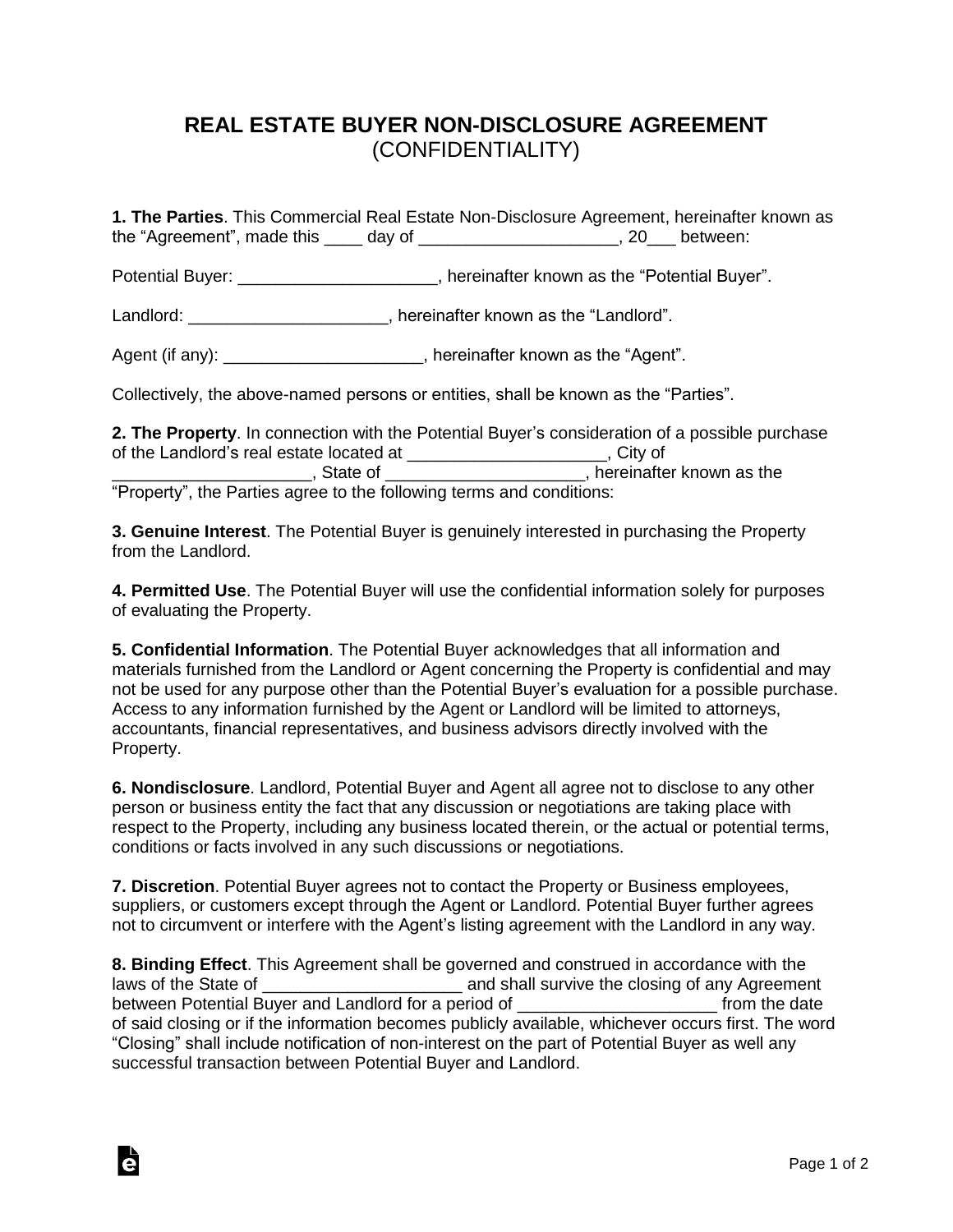# REAL ESTATE BUYER NON-DISCLOSURE AGREEMENT
## (CONFIDENTIALITY)

**1. The Parties**. This Commercial Real Estate Non-Disclosure Agreement, hereinafter known as the "Agreement", made this ____ day of _____________________, 20___ between:

Potential Buyer: _____________________, hereinafter known as the "Potential Buyer".

Landlord: _____________________, hereinafter known as the "Landlord".

Agent (if any): _____________________, hereinafter known as the "Agent".

Collectively, the above-named persons or entities, shall be known as the "Parties".

**2. The Property**. In connection with the Potential Buyer's consideration of a possible purchase of the Landlord's real estate located at _____________________, City of _____________________, State of _____________________, hereinafter known as the "Property", the Parties agree to the following terms and conditions:

**3. Genuine Interest**. The Potential Buyer is genuinely interested in purchasing the Property from the Landlord.

**4. Permitted Use**. The Potential Buyer will use the confidential information solely for purposes of evaluating the Property.

**5. Confidential Information**. The Potential Buyer acknowledges that all information and materials furnished from the Landlord or Agent concerning the Property is confidential and may not be used for any purpose other than the Potential Buyer's evaluation for a possible purchase. Access to any information furnished by the Agent or Landlord will be limited to attorneys, accountants, financial representatives, and business advisors directly involved with the Property.

**6. Nondisclosure**. Landlord, Potential Buyer and Agent all agree not to disclose to any other person or business entity the fact that any discussion or negotiations are taking place with respect to the Property, including any business located therein, or the actual or potential terms, conditions or facts involved in any such discussions or negotiations.

**7. Discretion**. Potential Buyer agrees not to contact the Property or Business employees, suppliers, or customers except through the Agent or Landlord. Potential Buyer further agrees not to circumvent or interfere with the Agent's listing agreement with the Landlord in any way.

**8. Binding Effect**. This Agreement shall be governed and construed in accordance with the laws of the State of _____________________ and shall survive the closing of any Agreement between Potential Buyer and Landlord for a period of _____________________ from the date of said closing or if the information becomes publicly available, whichever occurs first. The word "Closing" shall include notification of non-interest on the part of Potential Buyer as well any successful transaction between Potential Buyer and Landlord.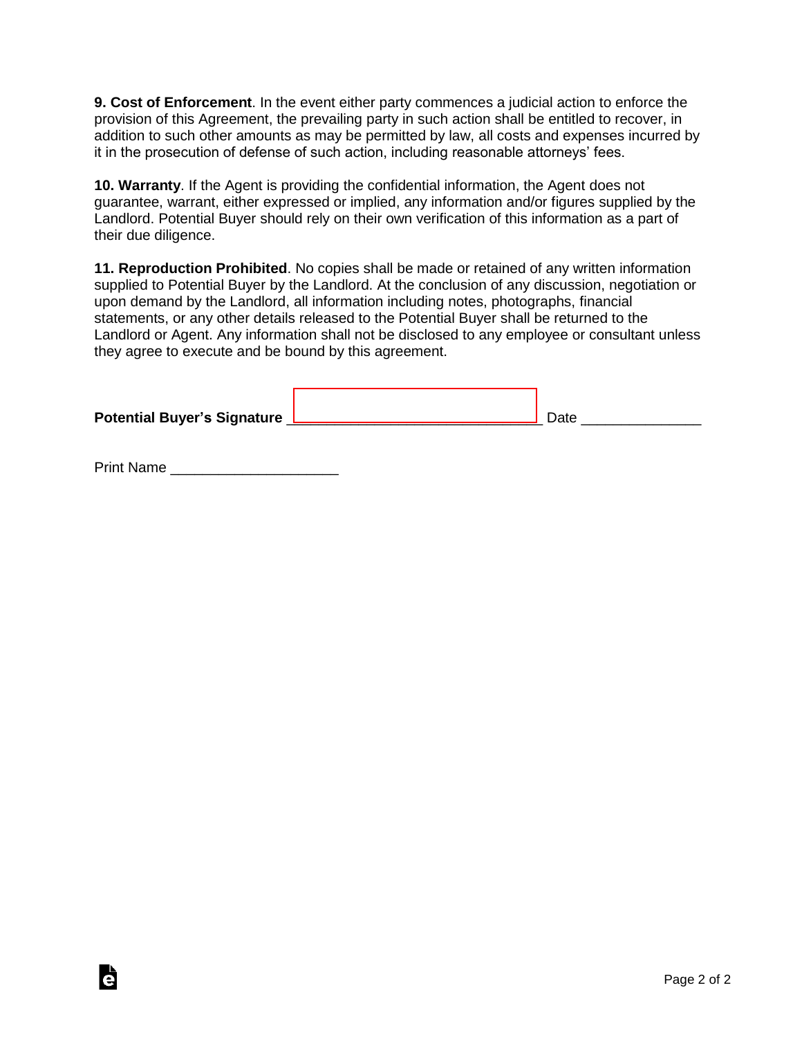**9. Cost of Enforcement**. In the event either party commences a judicial action to enforce the provision of this Agreement, the prevailing party in such action shall be entitled to recover, in addition to such other amounts as may be permitted by law, all costs and expenses incurred by it in the prosecution of defense of such action, including reasonable attorneys' fees.

**10. Warranty**. If the Agent is providing the confidential information, the Agent does not guarantee, warrant, either expressed or implied, any information and/or figures supplied by the Landlord. Potential Buyer should rely on their own verification of this information as a part of their due diligence.

**11. Reproduction Prohibited**. No copies shall be made or retained of any written information supplied to Potential Buyer by the Landlord. At the conclusion of any discussion, negotiation or upon demand by the Landlord, all information including notes, photographs, financial statements, or any other details released to the Potential Buyer shall be returned to the Landlord or Agent. Any information shall not be disclosed to any employee or consultant unless they agree to execute and be bound by this agreement.

**Potential Buyer's Signature** ______________________________ Date ______________

Print Name ____________________